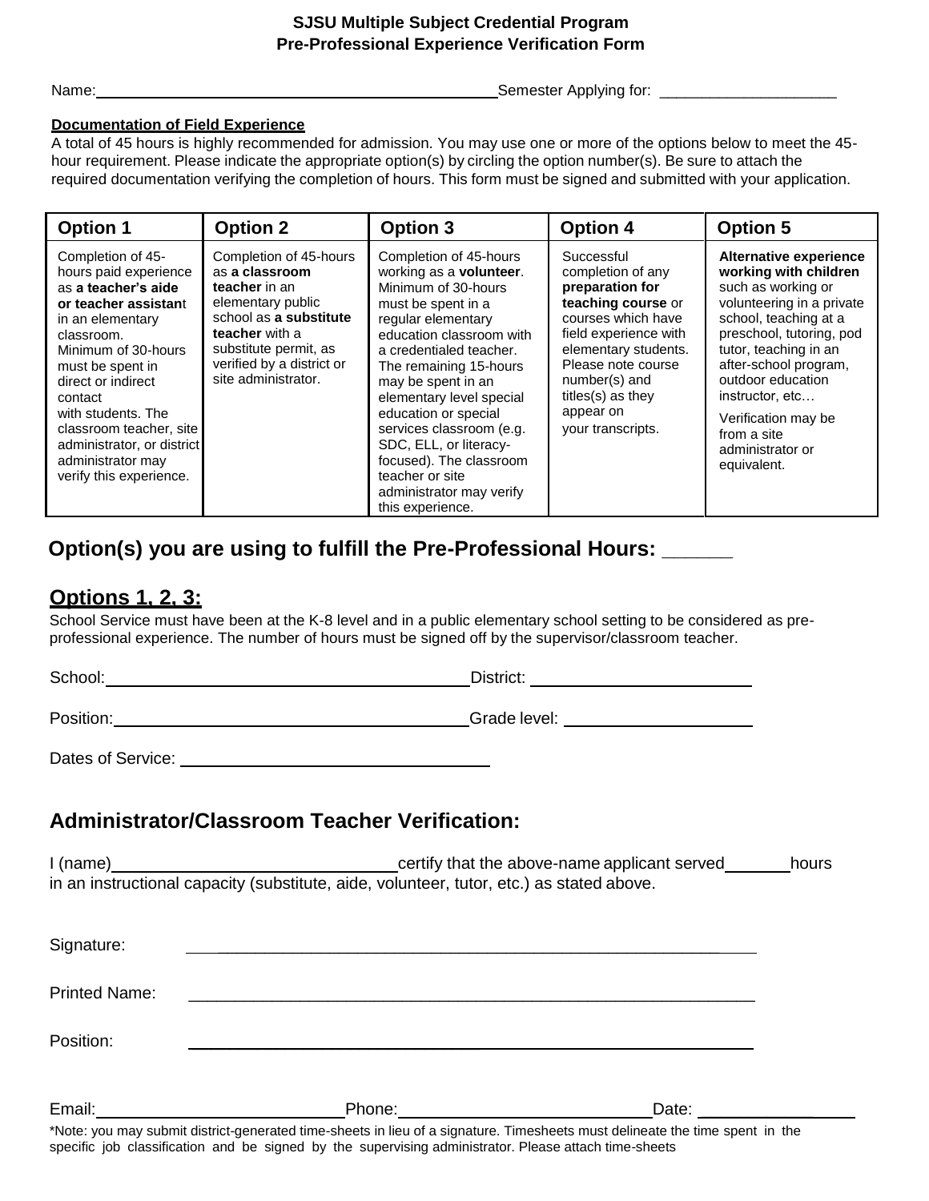# SJSU Multiple Subject Credential Program
## Pre-Professional Experience Verification Form

Name: ______________________________________________ Semester Applying for: ____________________

**Documentation of Field Experience**

A total of 45 hours is highly recommended for admission. You may use one or more of the options below to meet the 45-hour requirement. Please indicate the appropriate option(s) by circling the option number(s). Be sure to attach the required documentation verifying the completion of hours. This form must be signed and submitted with your application.

| Option 1 | Option 2 | Option 3 | Option 4 | Option 5 |
|---|---|---|---|---|
| Completion of 45-hours paid experience as **a teacher's aide or teacher assistant** in an elementary classroom. Minimum of 30-hours must be spent in direct or indirect contact with students. The classroom teacher, site administrator, or district administrator may verify this experience. | Completion of 45-hours as **a classroom teacher** in an elementary public school as **a substitute teacher** with a substitute permit, as verified by a district or site administrator. | Completion of 45-hours working as a **volunteer**. Minimum of 30-hours must be spent in a regular elementary education classroom with a credentialed teacher. The remaining 15-hours may be spent in an elementary level special education or special services classroom (e.g. SDC, ELL, or literacy-focused). The classroom teacher or site administrator may verify this experience. | Successful completion of any **preparation for teaching course** or courses which have field experience with elementary students. Please note course number(s) and titles(s) as they appear on your transcripts. | **Alternative experience working with children** such as working or volunteering in a private school, teaching at a preschool, tutoring, pod tutor, teaching in an after-school program, outdoor education instructor, etc… Verification may be from a site administrator or equivalent. |

## Option(s) you are using to fulfill the Pre-Professional Hours: ______

## Options 1, 2, 3:

School Service must have been at the K-8 level and in a public elementary school setting to be considered as pre-professional experience. The number of hours must be signed off by the supervisor/classroom teacher.

School: ______________________________________ District: ________________________

Position: _____________________________________ Grade level: ____________________

Dates of Service: ________________________________

## Administrator/Classroom Teacher Verification:

I (name)______________________________ certify that the above-name applicant served_______ hours in an instructional capacity (substitute, aide, volunteer, tutor, etc.) as stated above.

Signature: ____________________________________________________________

Printed Name: ____________________________________________________________

Position: ____________________________________________________________

Email: __________________________ Phone: ___________________________ Date: ________________

*Note: you may submit district-generated time-sheets in lieu of a signature. Timesheets must delineate the time spent in the specific job classification and be signed by the supervising administrator. Please attach time-sheets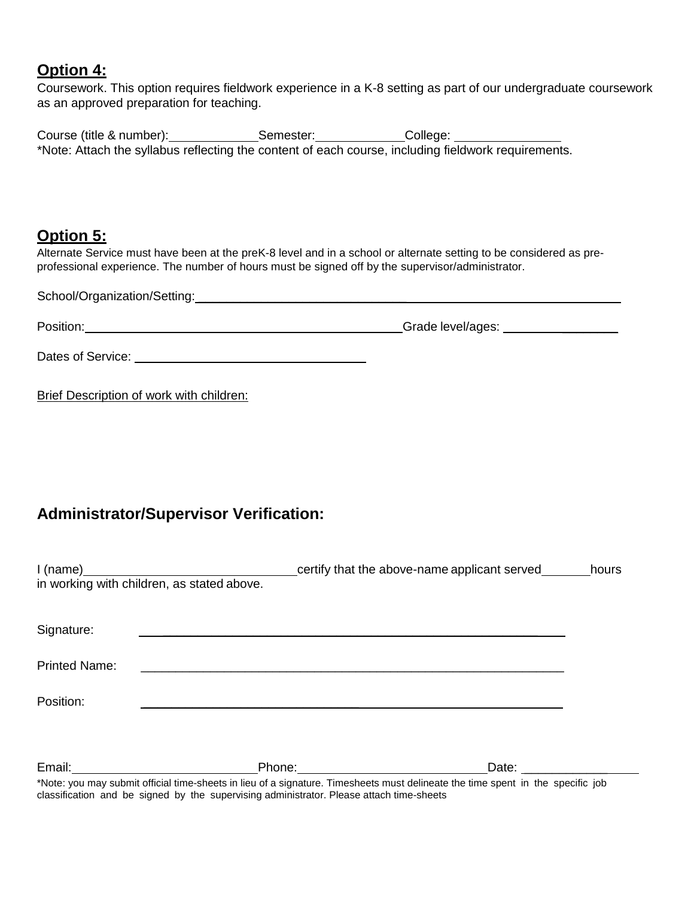## Option 4:

Coursework. This option requires fieldwork experience in a K-8 setting as part of our undergraduate coursework as an approved preparation for teaching.

Course (title & number): ____________ Semester: ____________ College: ______________

*Note: Attach the syllabus reflecting the content of each course, including fieldwork requirements.

## Option 5:

Alternate Service must have been at the preK-8 level and in a school or alternate setting to be considered as pre-professional experience. The number of hours must be signed off by the supervisor/administrator.

School/Organization/Setting: ____________________________________________________________

Position: ______________________________________________ Grade level/ages: ________________

Dates of Service: ________________________________

Brief Description of work with children:

## Administrator/Supervisor Verification:

I (name) ______________________________ certify that the above-name applicant served _______ hours in working with children, as stated above.

Signature: ____________________________________________________________

Printed Name: ____________________________________________________________

Position: ____________________________________________________________

Email: __________________________ Phone: __________________________ Date: ________________

*Note: you may submit official time-sheets in lieu of a signature. Timesheets must delineate the time spent in the specific job classification and be signed by the supervising administrator. Please attach time-sheets